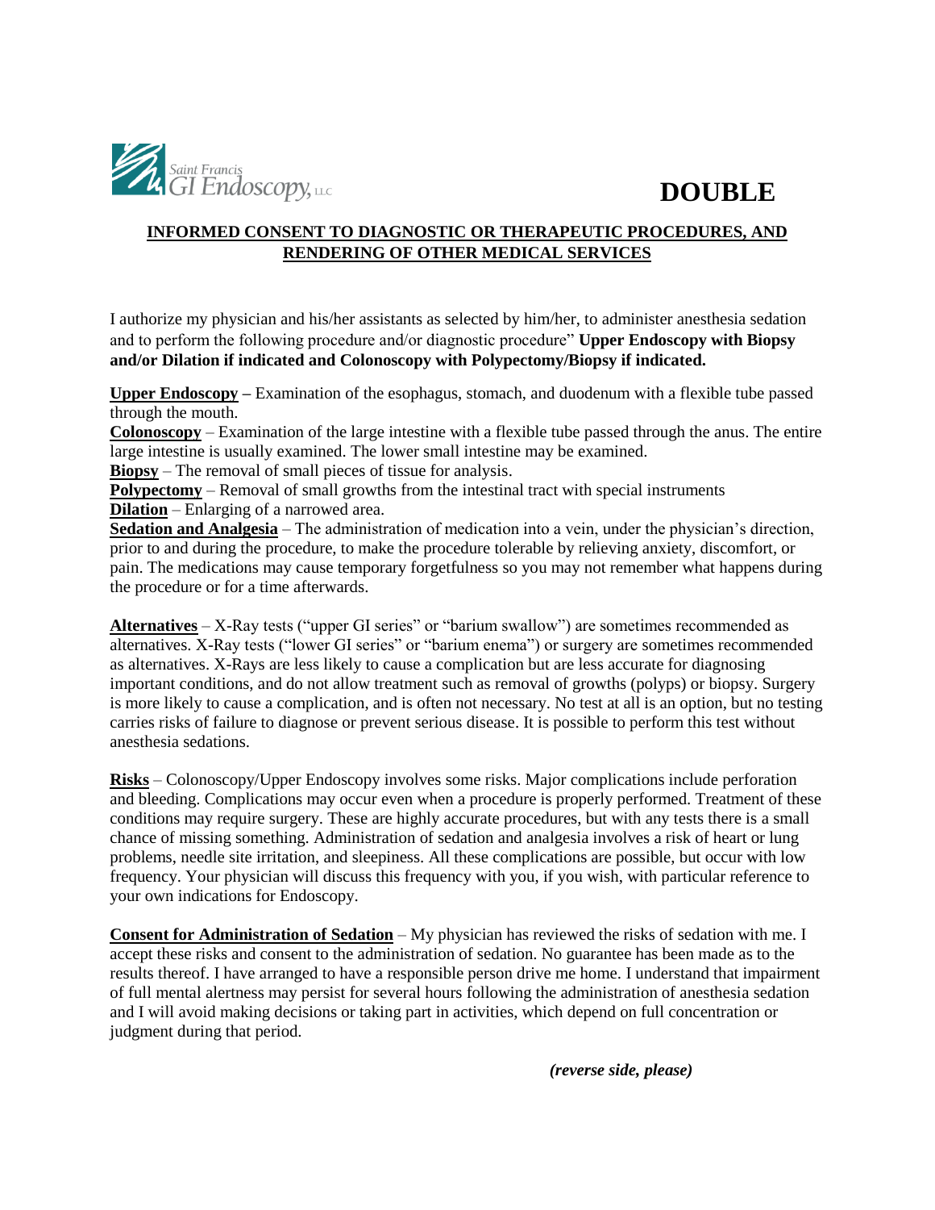Saint Francis GI Endoscopy, LLC

**DOUBLE**

## INFORMED CONSENT TO DIAGNOSTIC OR THERAPEUTIC PROCEDURES, AND RENDERING OF OTHER MEDICAL SERVICES

I authorize my physician and his/her assistants as selected by him/her, to administer anesthesia sedation and to perform the following procedure and/or diagnostic procedure" **Upper Endoscopy with Biopsy and/or Dilation if indicated and Colonoscopy with Polypectomy/Biopsy if indicated.**

**Upper Endoscopy –** Examination of the esophagus, stomach, and duodenum with a flexible tube passed through the mouth.
**Colonoscopy** – Examination of the large intestine with a flexible tube passed through the anus. The entire large intestine is usually examined. The lower small intestine may be examined.
**Biopsy** – The removal of small pieces of tissue for analysis.
**Polypectomy** – Removal of small growths from the intestinal tract with special instruments
**Dilation** – Enlarging of a narrowed area.
**Sedation and Analgesia** – The administration of medication into a vein, under the physician's direction, prior to and during the procedure, to make the procedure tolerable by relieving anxiety, discomfort, or pain. The medications may cause temporary forgetfulness so you may not remember what happens during the procedure or for a time afterwards.

**Alternatives** – X-Ray tests ("upper GI series" or "barium swallow") are sometimes recommended as alternatives. X-Ray tests ("lower GI series" or "barium enema") or surgery are sometimes recommended as alternatives. X-Rays are less likely to cause a complication but are less accurate for diagnosing important conditions, and do not allow treatment such as removal of growths (polyps) or biopsy. Surgery is more likely to cause a complication, and is often not necessary. No test at all is an option, but no testing carries risks of failure to diagnose or prevent serious disease. It is possible to perform this test without anesthesia sedations.

**Risks** – Colonoscopy/Upper Endoscopy involves some risks. Major complications include perforation and bleeding. Complications may occur even when a procedure is properly performed. Treatment of these conditions may require surgery. These are highly accurate procedures, but with any tests there is a small chance of missing something. Administration of sedation and analgesia involves a risk of heart or lung problems, needle site irritation, and sleepiness. All these complications are possible, but occur with low frequency. Your physician will discuss this frequency with you, if you wish, with particular reference to your own indications for Endoscopy.

**Consent for Administration of Sedation** – My physician has reviewed the risks of sedation with me. I accept these risks and consent to the administration of sedation. No guarantee has been made as to the results thereof. I have arranged to have a responsible person drive me home. I understand that impairment of full mental alertness may persist for several hours following the administration of anesthesia sedation and I will avoid making decisions or taking part in activities, which depend on full concentration or judgment during that period.

***(reverse side, please)***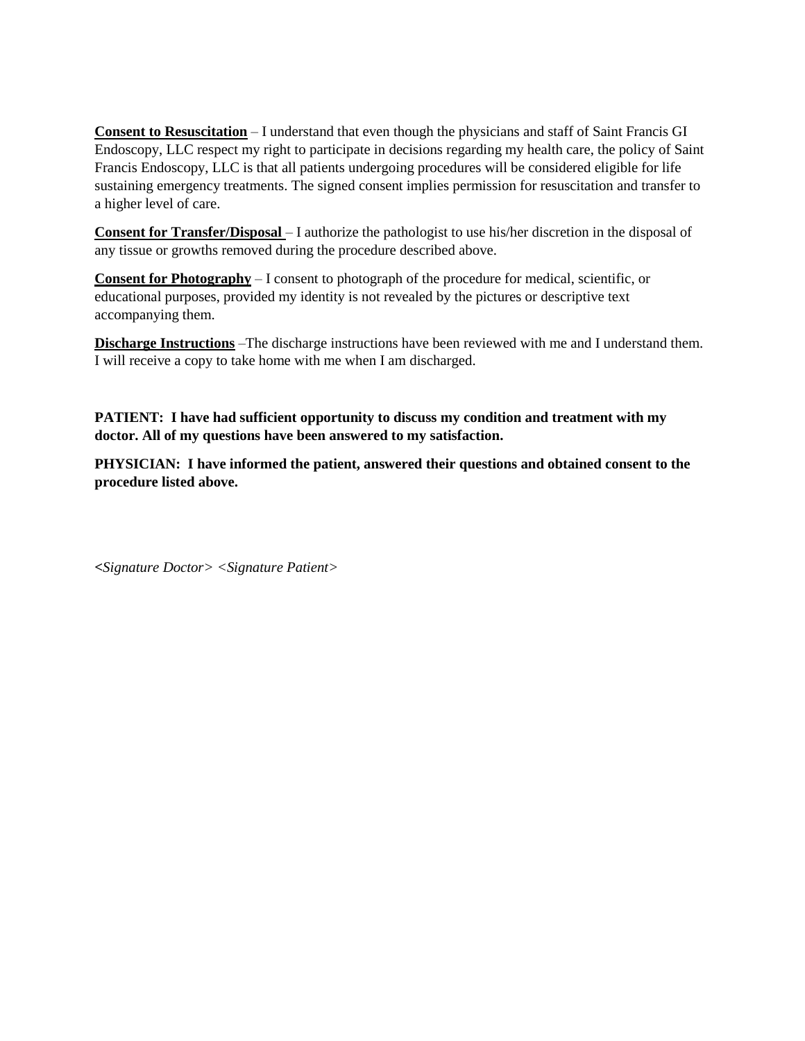**Consent to Resuscitation** – I understand that even though the physicians and staff of Saint Francis GI Endoscopy, LLC respect my right to participate in decisions regarding my health care, the policy of Saint Francis Endoscopy, LLC is that all patients undergoing procedures will be considered eligible for life sustaining emergency treatments. The signed consent implies permission for resuscitation and transfer to a higher level of care.

**Consent for Transfer/Disposal** – I authorize the pathologist to use his/her discretion in the disposal of any tissue or growths removed during the procedure described above.

**Consent for Photography** – I consent to photograph of the procedure for medical, scientific, or educational purposes, provided my identity is not revealed by the pictures or descriptive text accompanying them.

**Discharge Instructions** –The discharge instructions have been reviewed with me and I understand them. I will receive a copy to take home with me when I am discharged.

**PATIENT: I have had sufficient opportunity to discuss my condition and treatment with my doctor. All of my questions have been answered to my satisfaction.**

**PHYSICIAN: I have informed the patient, answered their questions and obtained consent to the procedure listed above.**

*<Signature Doctor> <Signature Patient>*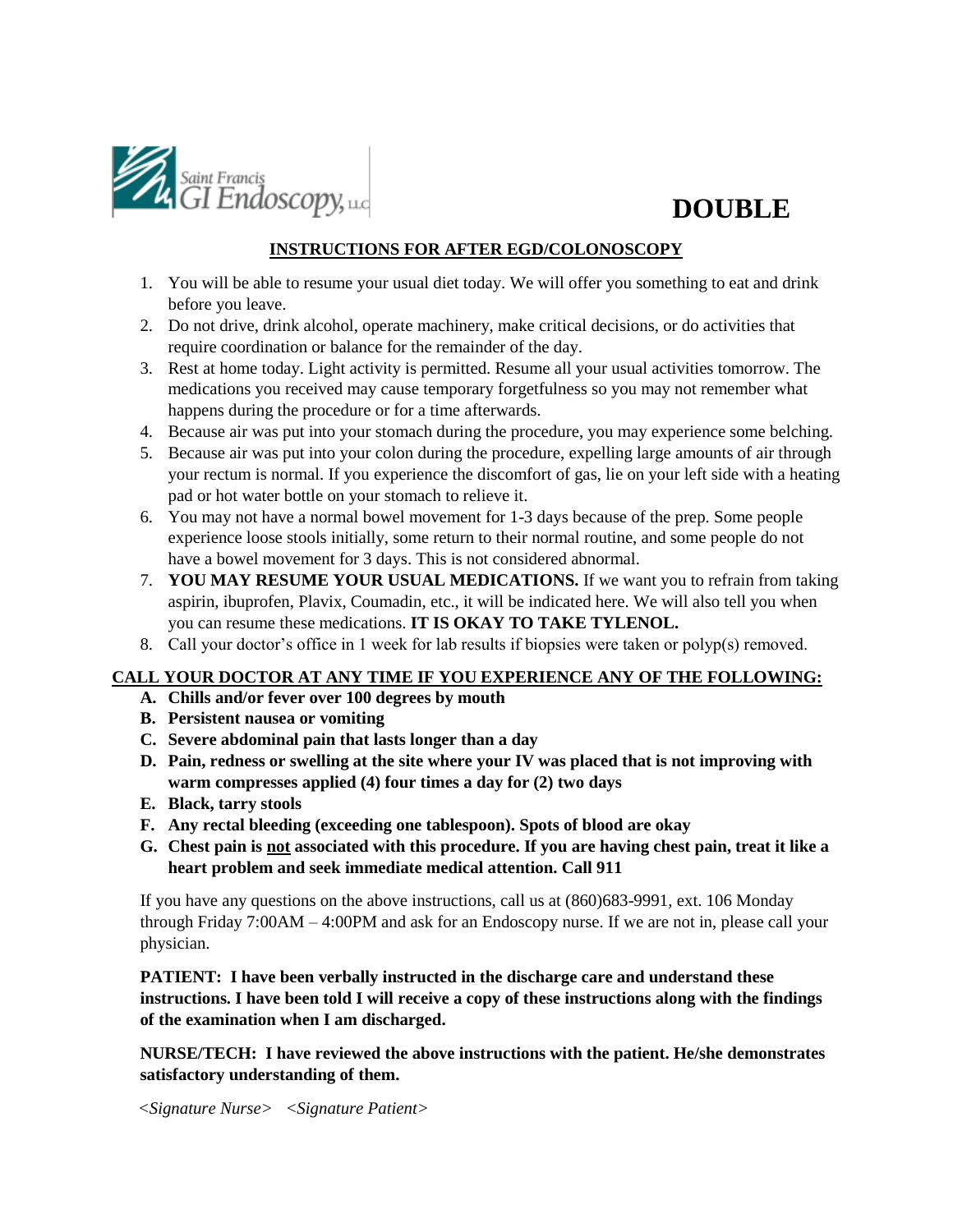Saint Francis GI Endoscopy, LLC

# DOUBLE

## INSTRUCTIONS FOR AFTER EGD/COLONOSCOPY

1. You will be able to resume your usual diet today. We will offer you something to eat and drink before you leave.
2. Do not drive, drink alcohol, operate machinery, make critical decisions, or do activities that require coordination or balance for the remainder of the day.
3. Rest at home today. Light activity is permitted. Resume all your usual activities tomorrow. The medications you received may cause temporary forgetfulness so you may not remember what happens during the procedure or for a time afterwards.
4. Because air was put into your stomach during the procedure, you may experience some belching.
5. Because air was put into your colon during the procedure, expelling large amounts of air through your rectum is normal. If you experience the discomfort of gas, lie on your left side with a heating pad or hot water bottle on your stomach to relieve it.
6. You may not have a normal bowel movement for 1-3 days because of the prep. Some people experience loose stools initially, some return to their normal routine, and some people do not have a bowel movement for 3 days. This is not considered abnormal.
7. **YOU MAY RESUME YOUR USUAL MEDICATIONS.** If we want you to refrain from taking aspirin, ibuprofen, Plavix, Coumadin, etc., it will be indicated here. We will also tell you when you can resume these medications. **IT IS OKAY TO TAKE TYLENOL.**
8. Call your doctor's office in 1 week for lab results if biopsies were taken or polyp(s) removed.

**CALL YOUR DOCTOR AT ANY TIME IF YOU EXPERIENCE ANY OF THE FOLLOWING:**

- **A. Chills and/or fever over 100 degrees by mouth**
- **B. Persistent nausea or vomiting**
- **C. Severe abdominal pain that lasts longer than a day**
- **D. Pain, redness or swelling at the site where your IV was placed that is not improving with warm compresses applied (4) four times a day for (2) two days**
- **E. Black, tarry stools**
- **F. Any rectal bleeding (exceeding one tablespoon). Spots of blood are okay**
- **G. Chest pain is not associated with this procedure. If you are having chest pain, treat it like a heart problem and seek immediate medical attention. Call 911**

If you have any questions on the above instructions, call us at (860)683-9991, ext. 106 Monday through Friday 7:00AM – 4:00PM and ask for an Endoscopy nurse. If we are not in, please call your physician.

**PATIENT: I have been verbally instructed in the discharge care and understand these instructions. I have been told I will receive a copy of these instructions along with the findings of the examination when I am discharged.**

**NURSE/TECH: I have reviewed the above instructions with the patient. He/she demonstrates satisfactory understanding of them.**

*<Signature Nurse>* *<Signature Patient>*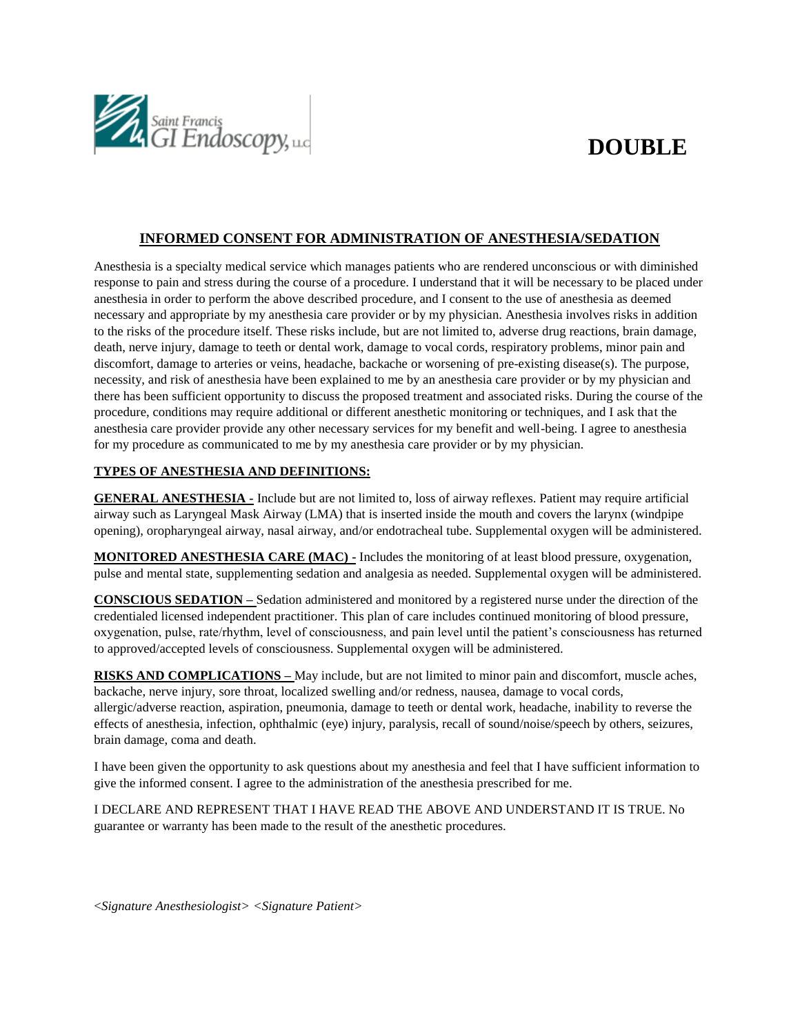Saint Francis GI Endoscopy, LLC

# DOUBLE

## INFORMED CONSENT FOR ADMINISTRATION OF ANESTHESIA/SEDATION

Anesthesia is a specialty medical service which manages patients who are rendered unconscious or with diminished response to pain and stress during the course of a procedure. I understand that it will be necessary to be placed under anesthesia in order to perform the above described procedure, and I consent to the use of anesthesia as deemed necessary and appropriate by my anesthesia care provider or by my physician. Anesthesia involves risks in addition to the risks of the procedure itself. These risks include, but are not limited to, adverse drug reactions, brain damage, death, nerve injury, damage to teeth or dental work, damage to vocal cords, respiratory problems, minor pain and discomfort, damage to arteries or veins, headache, backache or worsening of pre-existing disease(s). The purpose, necessity, and risk of anesthesia have been explained to me by an anesthesia care provider or by my physician and there has been sufficient opportunity to discuss the proposed treatment and associated risks. During the course of the procedure, conditions may require additional or different anesthetic monitoring or techniques, and I ask that the anesthesia care provider provide any other necessary services for my benefit and well-being. I agree to anesthesia for my procedure as communicated to me by my anesthesia care provider or by my physician.

**TYPES OF ANESTHESIA AND DEFINITIONS:**

**GENERAL ANESTHESIA -** Include but are not limited to, loss of airway reflexes. Patient may require artificial airway such as Laryngeal Mask Airway (LMA) that is inserted inside the mouth and covers the larynx (windpipe opening), oropharyngeal airway, nasal airway, and/or endotracheal tube. Supplemental oxygen will be administered.

**MONITORED ANESTHESIA CARE (MAC) -** Includes the monitoring of at least blood pressure, oxygenation, pulse and mental state, supplementing sedation and analgesia as needed. Supplemental oxygen will be administered.

**CONSCIOUS SEDATION –** Sedation administered and monitored by a registered nurse under the direction of the credentialed licensed independent practitioner. This plan of care includes continued monitoring of blood pressure, oxygenation, pulse, rate/rhythm, level of consciousness, and pain level until the patient's consciousness has returned to approved/accepted levels of consciousness. Supplemental oxygen will be administered.

**RISKS AND COMPLICATIONS –** May include, but are not limited to minor pain and discomfort, muscle aches, backache, nerve injury, sore throat, localized swelling and/or redness, nausea, damage to vocal cords, allergic/adverse reaction, aspiration, pneumonia, damage to teeth or dental work, headache, inability to reverse the effects of anesthesia, infection, ophthalmic (eye) injury, paralysis, recall of sound/noise/speech by others, seizures, brain damage, coma and death.

I have been given the opportunity to ask questions about my anesthesia and feel that I have sufficient information to give the informed consent. I agree to the administration of the anesthesia prescribed for me.

I DECLARE AND REPRESENT THAT I HAVE READ THE ABOVE AND UNDERSTAND IT IS TRUE. No guarantee or warranty has been made to the result of the anesthetic procedures.

*<Signature Anesthesiologist> <Signature Patient>*